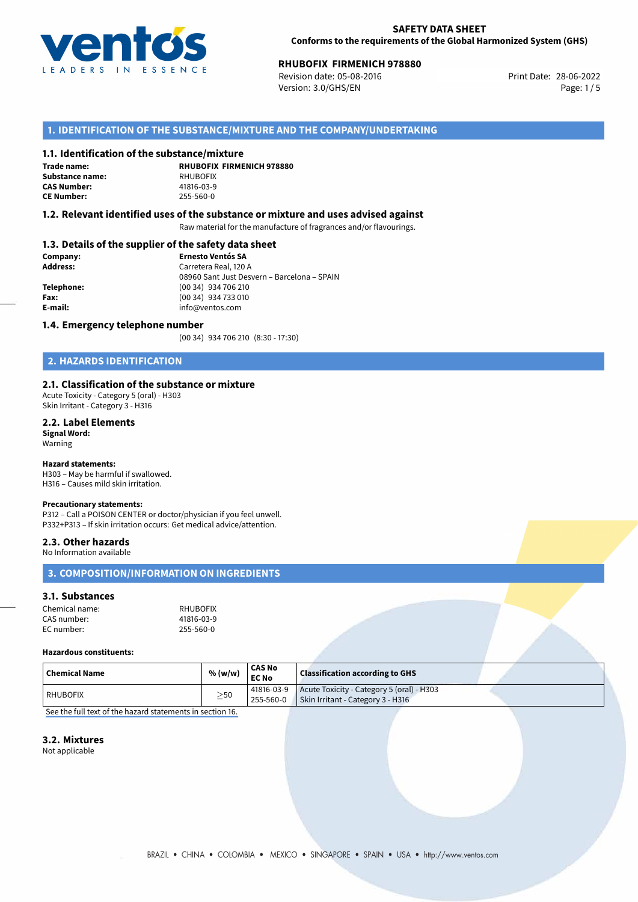**SAFETY DATA SHEET**
**Conforms to the requirements of the Global Harmonized System (GHS)**

**RHUBOFIX FIRMENICH 978880**

Revision date: 05-08-2016
Version: 3.0/GHS/EN

Print Date: 28-06-2022

## 1. IDENTIFICATION OF THE SUBSTANCE/MIXTURE AND THE COMPANY/UNDERTAKING

### 1.1. Identification of the substance/mixture

**Trade name:** **RHUBOFIX FIRMENICH 978880**
**Substance name:** RHUBOFIX
**CAS Number:** 41816-03-9
**CE Number:** 255-560-0

### 1.2. Relevant identified uses of the substance or mixture and uses advised against

Raw material for the manufacture of fragrances and/or flavourings.

### 1.3. Details of the supplier of the safety data sheet

**Company:** **Ernesto Ventós SA**
**Address:** Carretera Real, 120 A
08960 Sant Just Desvern – Barcelona – SPAIN
**Telephone:** (00 34) 934 706 210
**Fax:** (00 34) 934 733 010
**E-mail:** info@ventos.com

### 1.4. Emergency telephone number

(00 34) 934 706 210 (8:30 - 17:30)

## 2. HAZARDS IDENTIFICATION

### 2.1. Classification of the substance or mixture

Acute Toxicity - Category 5 (oral) - H303
Skin Irritant - Category 3 - H316

### 2.2. Label Elements

**Signal Word:**
Warning

**Hazard statements:**
H303 – May be harmful if swallowed.
H316 – Causes mild skin irritation.

**Precautionary statements:**
P312 – Call a POISON CENTER or doctor/physician if you feel unwell.
P332+P313 – If skin irritation occurs: Get medical advice/attention.

### 2.3. Other hazards

No Information available

## 3. COMPOSITION/INFORMATION ON INGREDIENTS

### 3.1. Substances

Chemical name: RHUBOFIX
CAS number: 41816-03-9
EC number: 255-560-0

**Hazardous constituents:**

| Chemical Name | % (w/w) | CAS No EC No | Classification according to GHS |
|---|---|---|---|
| RHUBOFIX | ≥50 | 41816-03-9 255-560-0 | Acute Toxicity - Category 5 (oral) - H303 Skin Irritant - Category 3 - H316 |

See the full text of the hazard statements in section 16.

### 3.2. Mixtures

Not applicable

BRAZIL • CHINA • COLOMBIA • MEXICO • SINGAPORE • SPAIN • USA • http://www.ventos.com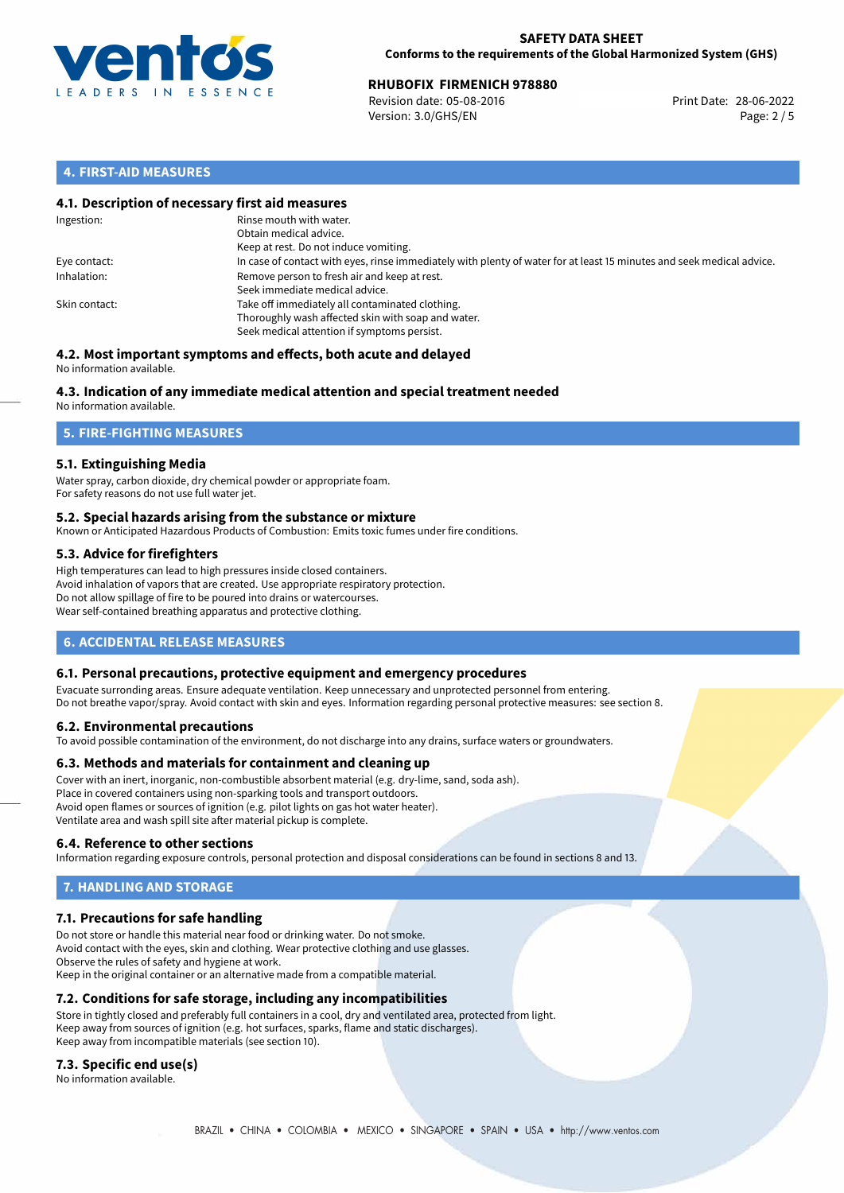## 4. FIRST-AID MEASURES

### 4.1. Description of necessary first aid measures

| | |
|---|---|
| Ingestion: | Rinse mouth with water.<br>Obtain medical advice.<br>Keep at rest. Do not induce vomiting. |
| Eye contact: | In case of contact with eyes, rinse immediately with plenty of water for at least 15 minutes and seek medical advice. |
| Inhalation: | Remove person to fresh air and keep at rest.<br>Seek immediate medical advice. |
| Skin contact: | Take off immediately all contaminated clothing.<br>Thoroughly wash affected skin with soap and water.<br>Seek medical attention if symptoms persist. |

### 4.2. Most important symptoms and effects, both acute and delayed

No information available.

### 4.3. Indication of any immediate medical attention and special treatment needed

No information available.

## 5. FIRE-FIGHTING MEASURES

### 5.1. Extinguishing Media

Water spray, carbon dioxide, dry chemical powder or appropriate foam.
For safety reasons do not use full water jet.

### 5.2. Special hazards arising from the substance or mixture

Known or Anticipated Hazardous Products of Combustion: Emits toxic fumes under fire conditions.

### 5.3. Advice for firefighters

High temperatures can lead to high pressures inside closed containers.
Avoid inhalation of vapors that are created. Use appropriate respiratory protection.
Do not allow spillage of fire to be poured into drains or watercourses.
Wear self-contained breathing apparatus and protective clothing.

## 6. ACCIDENTAL RELEASE MEASURES

### 6.1. Personal precautions, protective equipment and emergency procedures

Evacuate surronding areas. Ensure adequate ventilation. Keep unnecessary and unprotected personnel from entering.
Do not breathe vapor/spray. Avoid contact with skin and eyes. Information regarding personal protective measures: see section 8.

### 6.2. Environmental precautions

To avoid possible contamination of the environment, do not discharge into any drains, surface waters or groundwaters.

### 6.3. Methods and materials for containment and cleaning up

Cover with an inert, inorganic, non-combustible absorbent material (e.g. dry-lime, sand, soda ash).
Place in covered containers using non-sparking tools and transport outdoors.
Avoid open flames or sources of ignition (e.g. pilot lights on gas hot water heater).
Ventilate area and wash spill site after material pickup is complete.

### 6.4. Reference to other sections

Information regarding exposure controls, personal protection and disposal considerations can be found in sections 8 and 13.

## 7. HANDLING AND STORAGE

### 7.1. Precautions for safe handling

Do not store or handle this material near food or drinking water. Do not smoke.
Avoid contact with the eyes, skin and clothing. Wear protective clothing and use glasses.
Observe the rules of safety and hygiene at work.
Keep in the original container or an alternative made from a compatible material.

### 7.2. Conditions for safe storage, including any incompatibilities

Store in tightly closed and preferably full containers in a cool, dry and ventilated area, protected from light.
Keep away from sources of ignition (e.g. hot surfaces, sparks, flame and static discharges).
Keep away from incompatible materials (see section 10).

### 7.3. Specific end use(s)

No information available.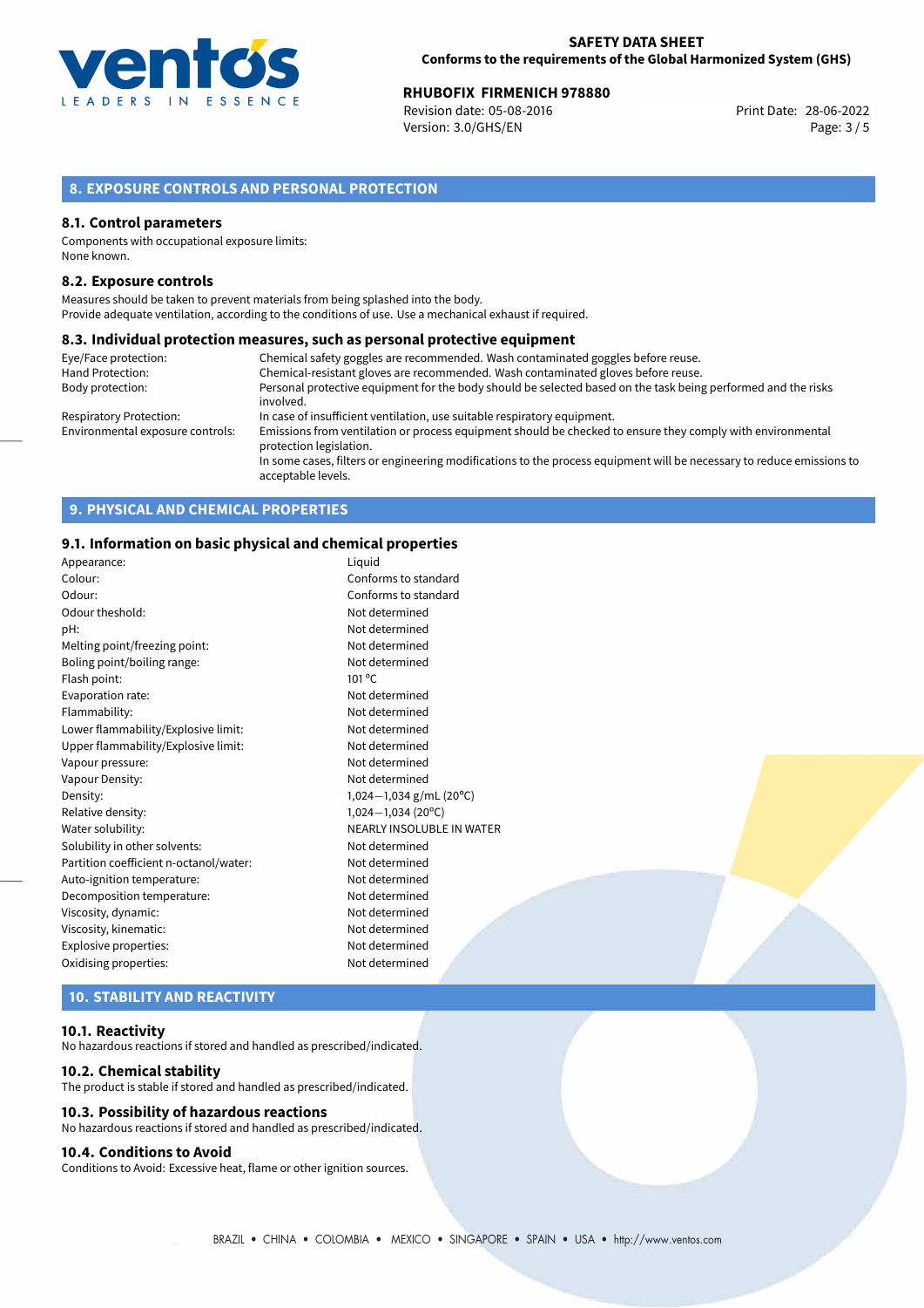## 8. EXPOSURE CONTROLS AND PERSONAL PROTECTION

### 8.1. Control parameters

Components with occupational exposure limits:
None known.

### 8.2. Exposure controls

Measures should be taken to prevent materials from being splashed into the body.
Provide adequate ventilation, according to the conditions of use. Use a mechanical exhaust if required.

### 8.3. Individual protection measures, such as personal protective equipment

| | |
|---|---|
| Eye/Face protection: | Chemical safety goggles are recommended. Wash contaminated goggles before reuse. |
| Hand Protection: | Chemical-resistant gloves are recommended. Wash contaminated gloves before reuse. |
| Body protection: | Personal protective equipment for the body should be selected based on the task being performed and the risks involved. |
| Respiratory Protection: | In case of insufficient ventilation, use suitable respiratory equipment. |
| Environmental exposure controls: | Emissions from ventilation or process equipment should be checked to ensure they comply with environmental protection legislation. In some cases, filters or engineering modifications to the process equipment will be necessary to reduce emissions to acceptable levels. |

## 9. PHYSICAL AND CHEMICAL PROPERTIES

### 9.1. Information on basic physical and chemical properties

| | |
|---|---|
| Appearance: | Liquid |
| Colour: | Conforms to standard |
| Odour: | Conforms to standard |
| Odour theshold: | Not determined |
| pH: | Not determined |
| Melting point/freezing point: | Not determined |
| Boling point/boiling range: | Not determined |
| Flash point: | 101 °C |
| Evaporation rate: | Not determined |
| Flammability: | Not determined |
| Lower flammability/Explosive limit: | Not determined |
| Upper flammability/Explosive limit: | Not determined |
| Vapour pressure: | Not determined |
| Vapour Density: | Not determined |
| Density: | 1,024—1,034 g/mL (20°C) |
| Relative density: | 1,024—1,034 (20°C) |
| Water solubility: | NEARLY INSOLUBLE IN WATER |
| Solubility in other solvents: | Not determined |
| Partition coefficient n-octanol/water: | Not determined |
| Auto-ignition temperature: | Not determined |
| Decomposition temperature: | Not determined |
| Viscosity, dynamic: | Not determined |
| Viscosity, kinematic: | Not determined |
| Explosive properties: | Not determined |
| Oxidising properties: | Not determined |

## 10. STABILITY AND REACTIVITY

### 10.1. Reactivity

No hazardous reactions if stored and handled as prescribed/indicated.

### 10.2. Chemical stability

The product is stable if stored and handled as prescribed/indicated.

### 10.3. Possibility of hazardous reactions

No hazardous reactions if stored and handled as prescribed/indicated.

### 10.4. Conditions to Avoid

Conditions to Avoid: Excessive heat, flame or other ignition sources.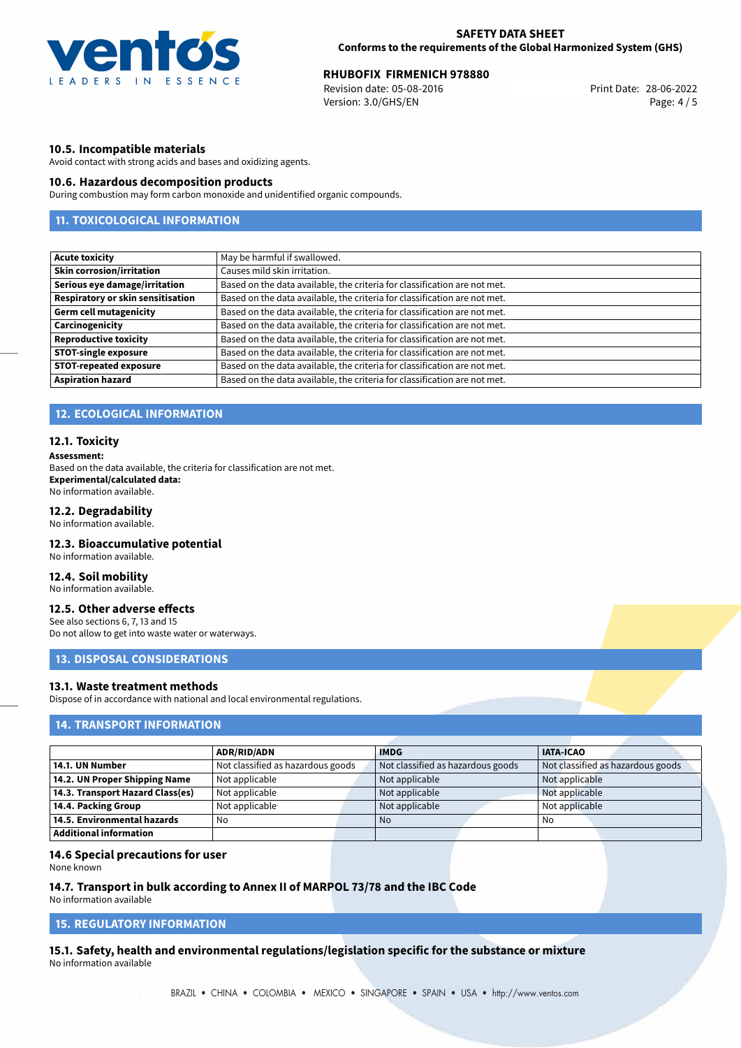### 10.5. Incompatible materials

Avoid contact with strong acids and bases and oxidizing agents.

### 10.6. Hazardous decomposition products

During combustion may form carbon monoxide and unidentified organic compounds.

## 11. TOXICOLOGICAL INFORMATION

| | |
|---|---|
| **Acute toxicity** | May be harmful if swallowed. |
| **Skin corrosion/irritation** | Causes mild skin irritation. |
| **Serious eye damage/irritation** | Based on the data available, the criteria for classification are not met. |
| **Respiratory or skin sensitisation** | Based on the data available, the criteria for classification are not met. |
| **Germ cell mutagenicity** | Based on the data available, the criteria for classification are not met. |
| **Carcinogenicity** | Based on the data available, the criteria for classification are not met. |
| **Reproductive toxicity** | Based on the data available, the criteria for classification are not met. |
| **STOT-single exposure** | Based on the data available, the criteria for classification are not met. |
| **STOT-repeated exposure** | Based on the data available, the criteria for classification are not met. |
| **Aspiration hazard** | Based on the data available, the criteria for classification are not met. |

## 12. ECOLOGICAL INFORMATION

### 12.1. Toxicity

**Assessment:**
Based on the data available, the criteria for classification are not met.
**Experimental/calculated data:**
No information available.

### 12.2. Degradability

No information available.

### 12.3. Bioaccumulative potential

No information available.

### 12.4. Soil mobility

No information available.

### 12.5. Other adverse effects

See also sections 6, 7, 13 and 15
Do not allow to get into waste water or waterways.

## 13. DISPOSAL CONSIDERATIONS

### 13.1. Waste treatment methods

Dispose of in accordance with national and local environmental regulations.

## 14. TRANSPORT INFORMATION

| | ADR/RID/ADN | IMDG | IATA-ICAO |
|---|---|---|---|
| **14.1. UN Number** | Not classified as hazardous goods | Not classified as hazardous goods | Not classified as hazardous goods |
| **14.2. UN Proper Shipping Name** | Not applicable | Not applicable | Not applicable |
| **14.3. Transport Hazard Class(es)** | Not applicable | Not applicable | Not applicable |
| **14.4. Packing Group** | Not applicable | Not applicable | Not applicable |
| **14.5. Environmental hazards** | No | No | No |
| **Additional information** | | | |

### 14.6 Special precautions for user

None known

### 14.7. Transport in bulk according to Annex II of MARPOL 73/78 and the IBC Code

No information available

## 15. REGULATORY INFORMATION

### 15.1. Safety, health and environmental regulations/legislation specific for the substance or mixture

No information available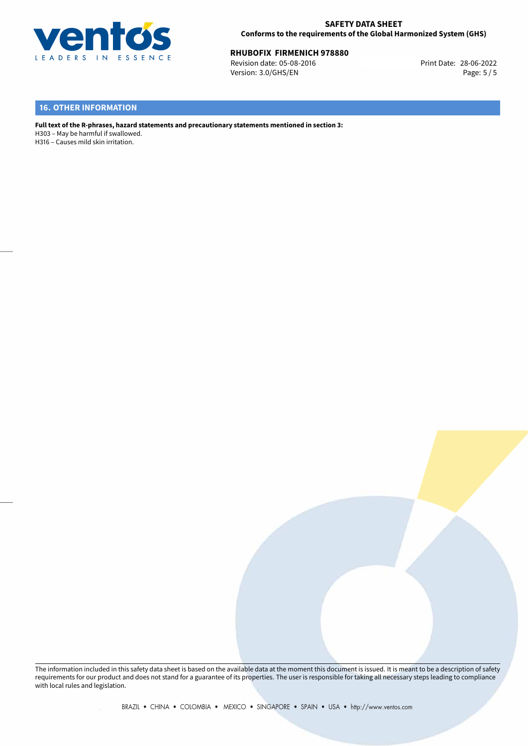## 16. OTHER INFORMATION

**Full text of the R-phrases, hazard statements and precautionary statements mentioned in section 3:**

H303 – May be harmful if swallowed.
H316 – Causes mild skin irritation.

The information included in this safety data sheet is based on the available data at the moment this document is issued. It is meant to be a description of safety requirements for our product and does not stand for a guarantee of its properties. The user is responsible for taking all necessary steps leading to compliance with local rules and legislation.